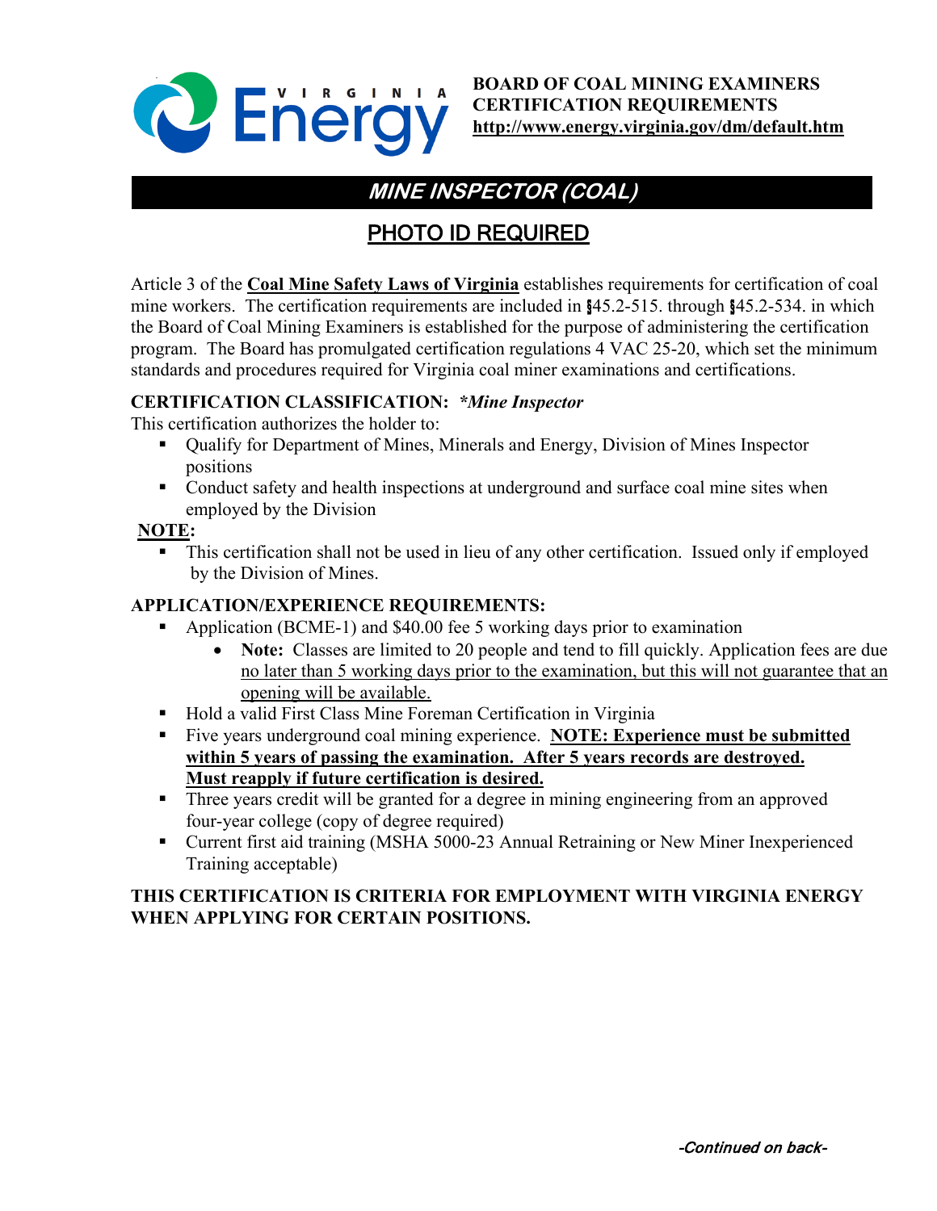**BOARD OF COAL MINING EXAMINERS**
**CERTIFICATION REQUIREMENTS**
**http://www.energy.virginia.gov/dm/default.htm**

# *MINE INSPECTOR (COAL)*

## PHOTO ID REQUIRED

Article 3 of the **Coal Mine Safety Laws of Virginia** establishes requirements for certification of coal mine workers. The certification requirements are included in §45.2-515. through §45.2-534. in which the Board of Coal Mining Examiners is established for the purpose of administering the certification program. The Board has promulgated certification regulations 4 VAC 25-20, which set the minimum standards and procedures required for Virginia coal miner examinations and certifications.

**CERTIFICATION CLASSIFICATION:** ***Mine Inspector***

This certification authorizes the holder to:

- Qualify for Department of Mines, Minerals and Energy, Division of Mines Inspector positions
- Conduct safety and health inspections at underground and surface coal mine sites when employed by the Division

**NOTE:**

- This certification shall not be used in lieu of any other certification. Issued only if employed by the Division of Mines.

**APPLICATION/EXPERIENCE REQUIREMENTS:**

- Application (BCME-1) and $40.00 fee 5 working days prior to examination
  - **Note:** Classes are limited to 20 people and tend to fill quickly. Application fees are due no later than 5 working days prior to the examination, but this will not guarantee that an opening will be available.
- Hold a valid First Class Mine Foreman Certification in Virginia
- Five years underground coal mining experience. **NOTE: Experience must be submitted within 5 years of passing the examination. After 5 years records are destroyed. Must reapply if future certification is desired.**
- Three years credit will be granted for a degree in mining engineering from an approved four-year college (copy of degree required)
- Current first aid training (MSHA 5000-23 Annual Retraining or New Miner Inexperienced Training acceptable)

**THIS CERTIFICATION IS CRITERIA FOR EMPLOYMENT WITH VIRGINIA ENERGY WHEN APPLYING FOR CERTAIN POSITIONS.**

*-Continued on back-*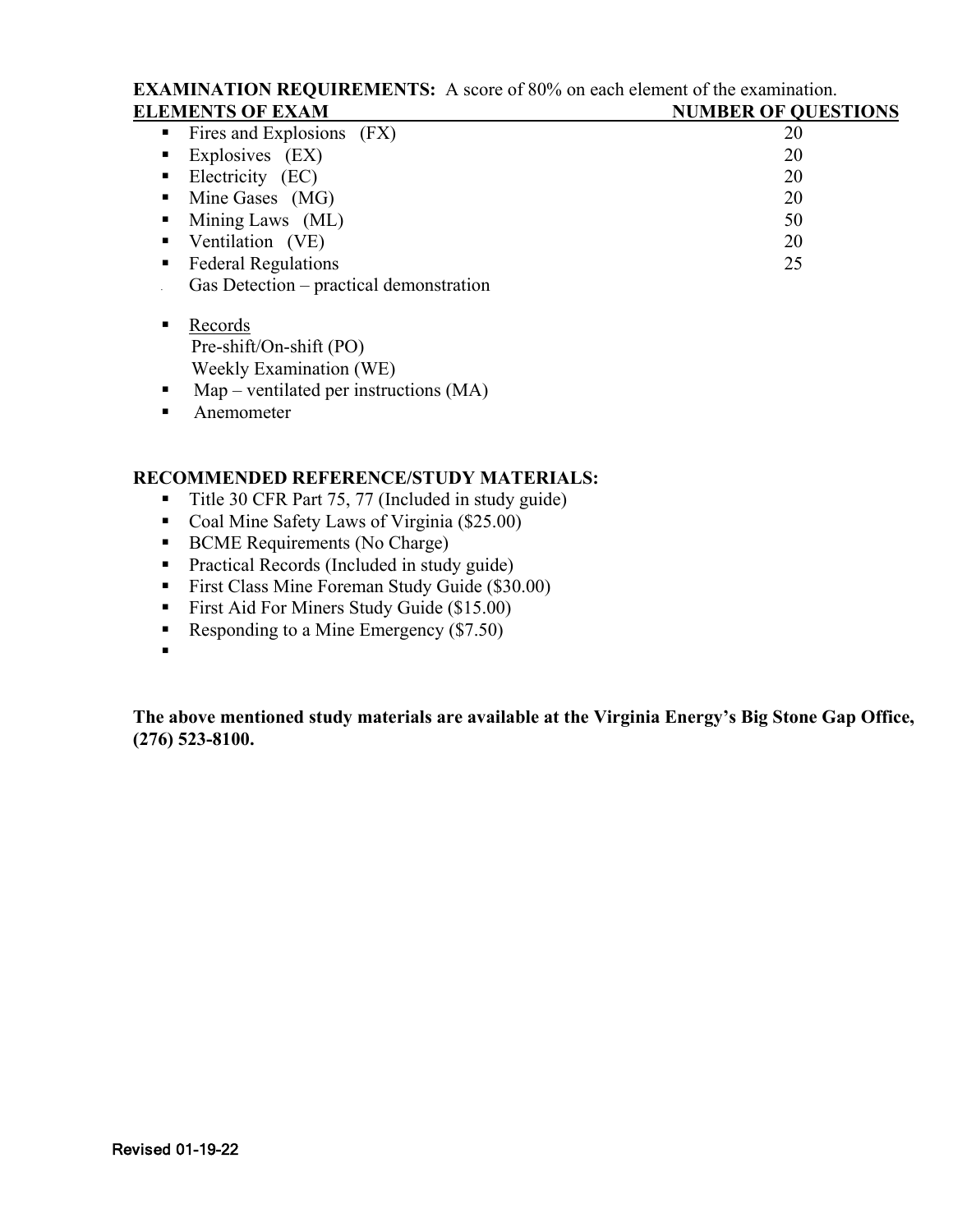**EXAMINATION REQUIREMENTS:** A score of 80% on each element of the examination.

| ELEMENTS OF EXAM | NUMBER OF QUESTIONS |
|---|---|
| Fires and Explosions (FX) | 20 |
| Explosives (EX) | 20 |
| Electricity (EC) | 20 |
| Mine Gases (MG) | 20 |
| Mining Laws (ML) | 50 |
| Ventilation (VE) | 20 |
| Federal Regulations | 25 |
| Gas Detection – practical demonstration | |

- Records
  - Pre-shift/On-shift (PO)
  - Weekly Examination (WE)
- Map – ventilated per instructions (MA)
- Anemometer

**RECOMMENDED REFERENCE/STUDY MATERIALS:**

- Title 30 CFR Part 75, 77 (Included in study guide)
- Coal Mine Safety Laws of Virginia ($25.00)
- BCME Requirements (No Charge)
- Practical Records (Included in study guide)
- First Class Mine Foreman Study Guide ($30.00)
- First Aid For Miners Study Guide ($15.00)
- Responding to a Mine Emergency ($7.50)

**The above mentioned study materials are available at the Virginia Energy's Big Stone Gap Office, (276) 523-8100.**

Revised 01-19-22